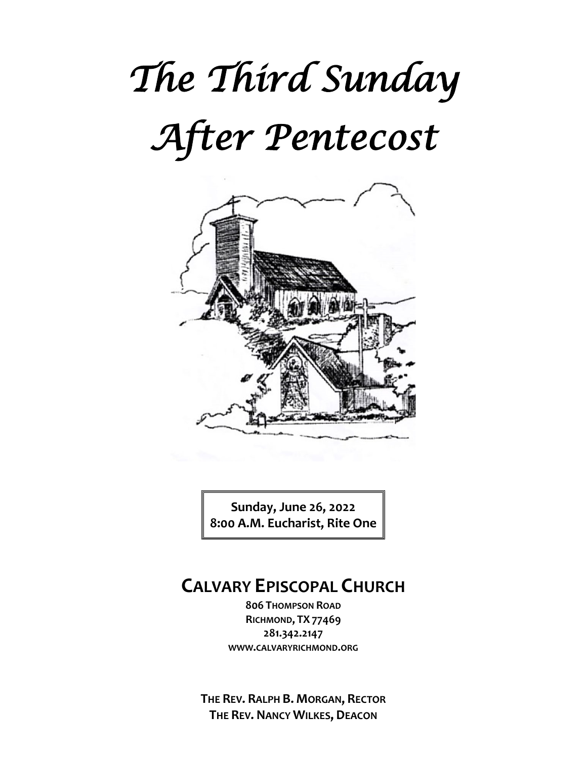# The Third Sunday After Pentecost

**Sunday, June 26, 2022**
**8:00 A.M. Eucharist, Rite One**

## CALVARY EPISCOPAL CHURCH

**806 THOMPSON ROAD**
**RICHMOND, TX 77469**
**281.342.2147**
**WWW.CALVARYRICHMOND.ORG**

**THE REV. RALPH B. MORGAN, RECTOR**
**THE REV. NANCY WILKES, DEACON**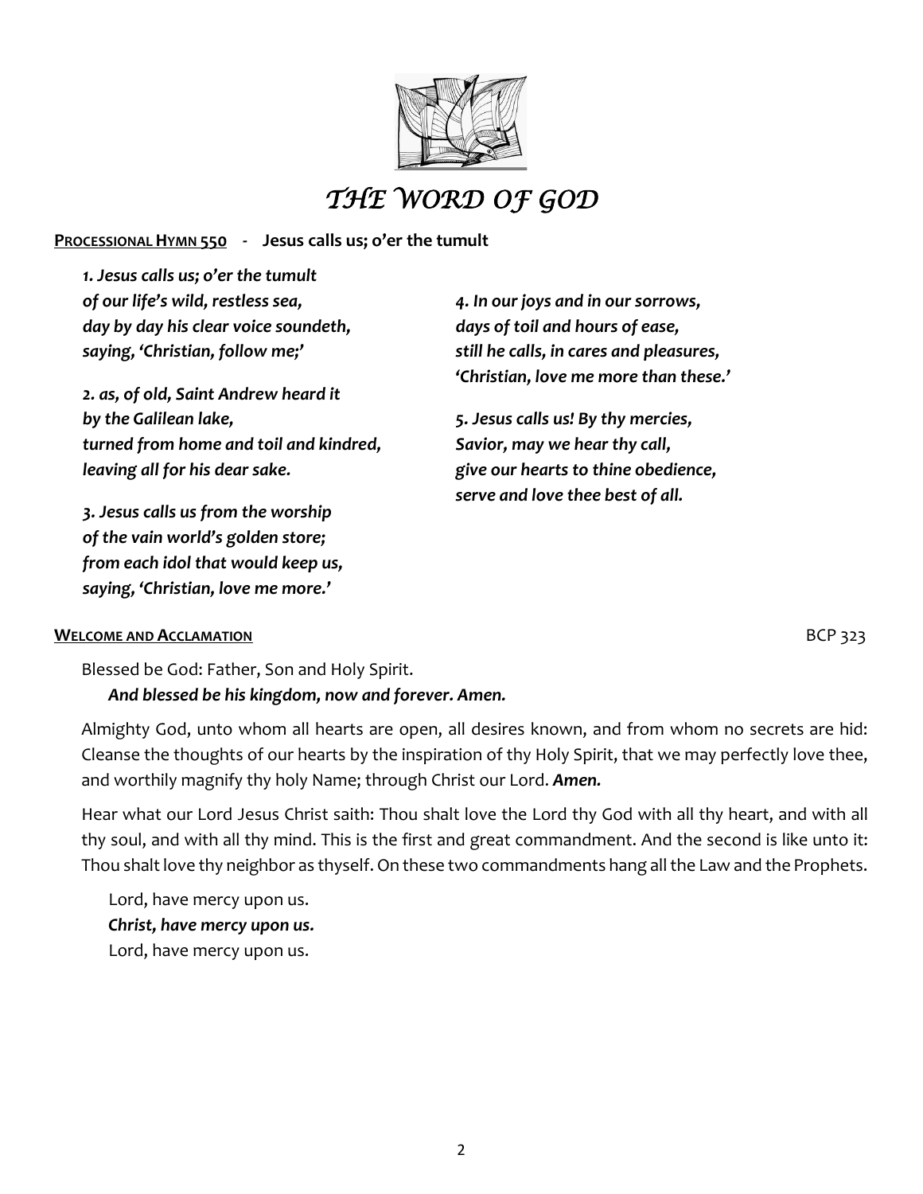# *THE WORD OF GOD*

**PROCESSIONAL HYMN 550 - Jesus calls us; o'er the tumult**

*1. Jesus calls us; o'er the tumult*
*of our life's wild, restless sea,*
*day by day his clear voice soundeth,*
*saying, 'Christian, follow me;'*

*2. as, of old, Saint Andrew heard it*
*by the Galilean lake,*
*turned from home and toil and kindred,*
*leaving all for his dear sake.*

*3. Jesus calls us from the worship*
*of the vain world's golden store;*
*from each idol that would keep us,*
*saying, 'Christian, love me more.'*

*4. In our joys and in our sorrows,*
*days of toil and hours of ease,*
*still he calls, in cares and pleasures,*
*'Christian, love me more than these.'*

*5. Jesus calls us! By thy mercies,*
*Savior, may we hear thy call,*
*give our hearts to thine obedience,*
*serve and love thee best of all.*

**WELCOME AND ACCLAMATION** BCP 323

Blessed be God: Father, Son and Holy Spirit.
***And blessed be his kingdom, now and forever. Amen.***

Almighty God, unto whom all hearts are open, all desires known, and from whom no secrets are hid: Cleanse the thoughts of our hearts by the inspiration of thy Holy Spirit, that we may perfectly love thee, and worthily magnify thy holy Name; through Christ our Lord. ***Amen.***

Hear what our Lord Jesus Christ saith: Thou shalt love the Lord thy God with all thy heart, and with all thy soul, and with all thy mind. This is the first and great commandment. And the second is like unto it: Thou shalt love thy neighbor as thyself. On these two commandments hang all the Law and the Prophets.

Lord, have mercy upon us.
***Christ, have mercy upon us.***
Lord, have mercy upon us.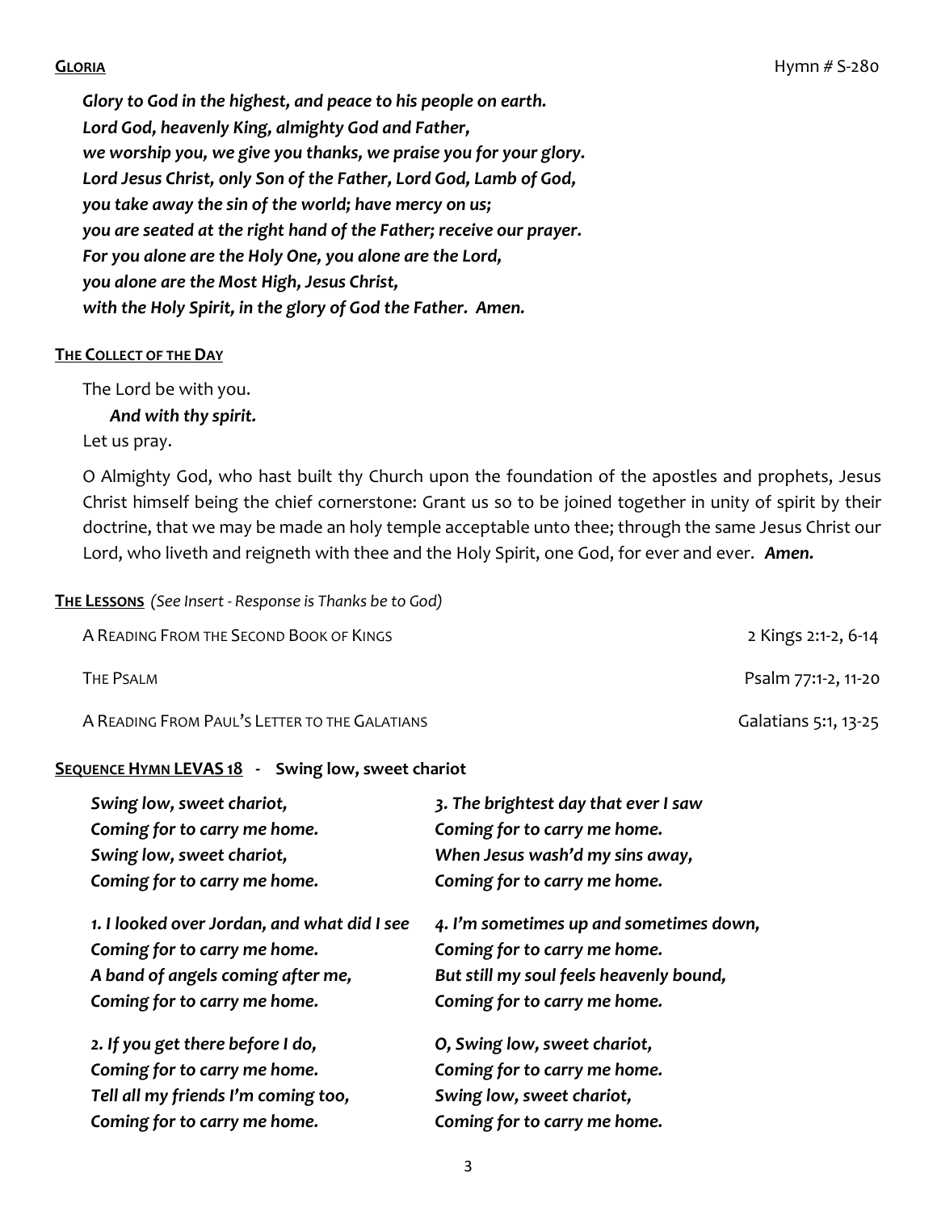**GLORIA** Hymn # S-280

***Glory to God in the highest, and peace to his people on earth.***
***Lord God, heavenly King, almighty God and Father,***
***we worship you, we give you thanks, we praise you for your glory.***
***Lord Jesus Christ, only Son of the Father, Lord God, Lamb of God,***
***you take away the sin of the world; have mercy on us;***
***you are seated at the right hand of the Father; receive our prayer.***
***For you alone are the Holy One, you alone are the Lord,***
***you alone are the Most High, Jesus Christ,***
***with the Holy Spirit, in the glory of God the Father. Amen.***

**THE COLLECT OF THE DAY**

The Lord be with you.
***And with thy spirit.***
Let us pray.

O Almighty God, who hast built thy Church upon the foundation of the apostles and prophets, Jesus Christ himself being the chief cornerstone: Grant us so to be joined together in unity of spirit by their doctrine, that we may be made an holy temple acceptable unto thee; through the same Jesus Christ our Lord, who liveth and reigneth with thee and the Holy Spirit, one God, for ever and ever. ***Amen.***

**THE LESSONS** *(See Insert - Response is Thanks be to God)*

A READING FROM THE SECOND BOOK OF KINGS 2 Kings 2:1-2, 6-14

THE PSALM Psalm 77:1-2, 11-20

A READING FROM PAUL'S LETTER TO THE GALATIANS Galatians 5:1, 13-25

**SEQUENCE HYMN LEVAS 18 - Swing low, sweet chariot**

***Swing low, sweet chariot,***
***Coming for to carry me home.***
***Swing low, sweet chariot,***
***Coming for to carry me home.***

***1. I looked over Jordan, and what did I see***
***Coming for to carry me home.***
***A band of angels coming after me,***
***Coming for to carry me home.***

***2. If you get there before I do,***
***Coming for to carry me home.***
***Tell all my friends I'm coming too,***
***Coming for to carry me home.***

***3. The brightest day that ever I saw***
***Coming for to carry me home.***
***When Jesus wash'd my sins away,***
***Coming for to carry me home.***

***4. I'm sometimes up and sometimes down,***
***Coming for to carry me home.***
***But still my soul feels heavenly bound,***
***Coming for to carry me home.***

***O, Swing low, sweet chariot,***
***Coming for to carry me home.***
***Swing low, sweet chariot,***
***Coming for to carry me home.***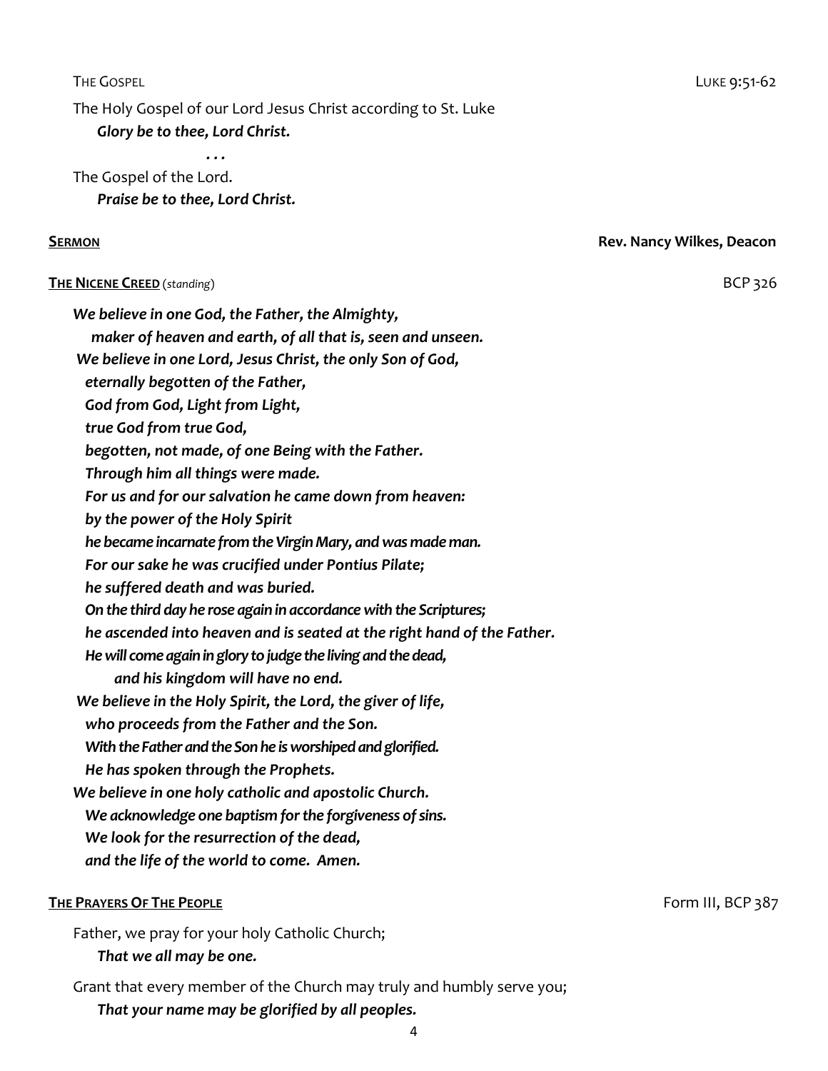THE GOSPEL LUKE 9:51-62

The Holy Gospel of our Lord Jesus Christ according to St. Luke

*Glory be to thee, Lord Christ.*

*. . .*

The Gospel of the Lord.

*Praise be to thee, Lord Christ.*

**SERMON** **Rev. Nancy Wilkes, Deacon**

**THE NICENE CREED** (*standing*) BCP 326

*We believe in one God, the Father, the Almighty,*
*maker of heaven and earth, of all that is, seen and unseen.*
*We believe in one Lord, Jesus Christ, the only Son of God,*
*eternally begotten of the Father,*
*God from God, Light from Light,*
*true God from true God,*
*begotten, not made, of one Being with the Father.*
*Through him all things were made.*
*For us and for our salvation he came down from heaven:*
*by the power of the Holy Spirit*
*he became incarnate from the Virgin Mary, and was made man.*
*For our sake he was crucified under Pontius Pilate;*
*he suffered death and was buried.*
*On the third day he rose again in accordance with the Scriptures;*
*he ascended into heaven and is seated at the right hand of the Father.*
*He will come again in glory to judge the living and the dead,*
*and his kingdom will have no end.*
*We believe in the Holy Spirit, the Lord, the giver of life,*
*who proceeds from the Father and the Son.*
*With the Father and the Son he is worshiped and glorified.*
*He has spoken through the Prophets.*
*We believe in one holy catholic and apostolic Church.*
*We acknowledge one baptism for the forgiveness of sins.*
*We look for the resurrection of the dead,*
*and the life of the world to come. Amen.*

**THE PRAYERS OF THE PEOPLE** Form III, BCP 387

Father, we pray for your holy Catholic Church;

*That we all may be one.*

Grant that every member of the Church may truly and humbly serve you;

*That your name may be glorified by all peoples.*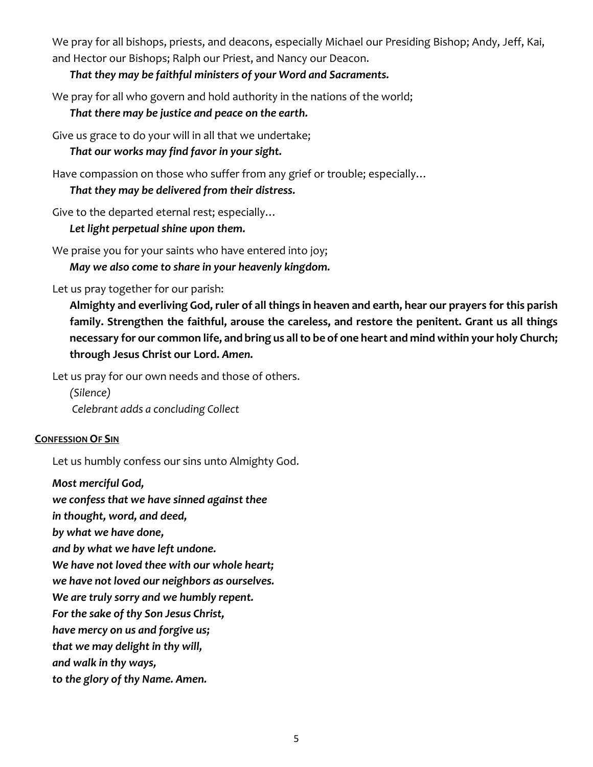We pray for all bishops, priests, and deacons, especially Michael our Presiding Bishop; Andy, Jeff, Kai, and Hector our Bishops; Ralph our Priest, and Nancy our Deacon.

*That they may be faithful ministers of your Word and Sacraments.*

We pray for all who govern and hold authority in the nations of the world;

*That there may be justice and peace on the earth.*

Give us grace to do your will in all that we undertake;

*That our works may find favor in your sight.*

Have compassion on those who suffer from any grief or trouble; especially…

*That they may be delivered from their distress.*

Give to the departed eternal rest; especially…

*Let light perpetual shine upon them.*

We praise you for your saints who have entered into joy;

*May we also come to share in your heavenly kingdom.*

Let us pray together for our parish:

**Almighty and everliving God, ruler of all things in heaven and earth, hear our prayers for this parish family. Strengthen the faithful, arouse the careless, and restore the penitent. Grant us all things necessary for our common life, and bring us all to be of one heart and mind within your holy Church; through Jesus Christ our Lord.** ***Amen.***

Let us pray for our own needs and those of others.

*(Silence)*

*Celebrant adds a concluding Collect*

**CONFESSION OF SIN**

Let us humbly confess our sins unto Almighty God.

***Most merciful God,***
***we confess that we have sinned against thee***
***in thought, word, and deed,***
***by what we have done,***
***and by what we have left undone.***
***We have not loved thee with our whole heart;***
***we have not loved our neighbors as ourselves.***
***We are truly sorry and we humbly repent.***
***For the sake of thy Son Jesus Christ,***
***have mercy on us and forgive us;***
***that we may delight in thy will,***
***and walk in thy ways,***
***to the glory of thy Name. Amen.***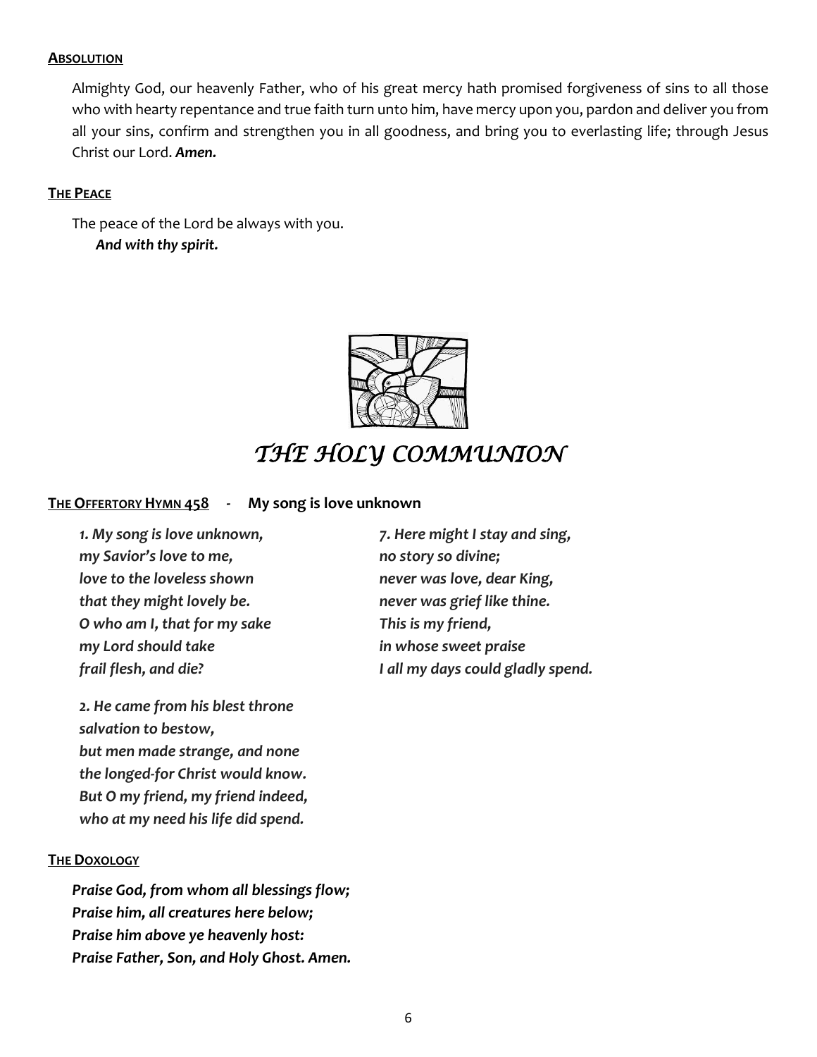**ABSOLUTION**

Almighty God, our heavenly Father, who of his great mercy hath promised forgiveness of sins to all those who with hearty repentance and true faith turn unto him, have mercy upon you, pardon and deliver you from all your sins, confirm and strengthen you in all goodness, and bring you to everlasting life; through Jesus Christ our Lord. ***Amen.***

**THE PEACE**

The peace of the Lord be always with you.
***And with thy spirit.***

# *THE HOLY COMMUNION*

**THE OFFERTORY HYMN 458 - My song is love unknown**

*1. My song is love unknown,*
*my Savior's love to me,*
*love to the loveless shown*
*that they might lovely be.*
*O who am I, that for my sake*
*my Lord should take*
*frail flesh, and die?*

*2. He came from his blest throne*
*salvation to bestow,*
*but men made strange, and none*
*the longed-for Christ would know.*
*But O my friend, my friend indeed,*
*who at my need his life did spend.*

*7. Here might I stay and sing,*
*no story so divine;*
*never was love, dear King,*
*never was grief like thine.*
*This is my friend,*
*in whose sweet praise*
*I all my days could gladly spend.*

**THE DOXOLOGY**

***Praise God, from whom all blessings flow;***
***Praise him, all creatures here below;***
***Praise him above ye heavenly host:***
***Praise Father, Son, and Holy Ghost. Amen.***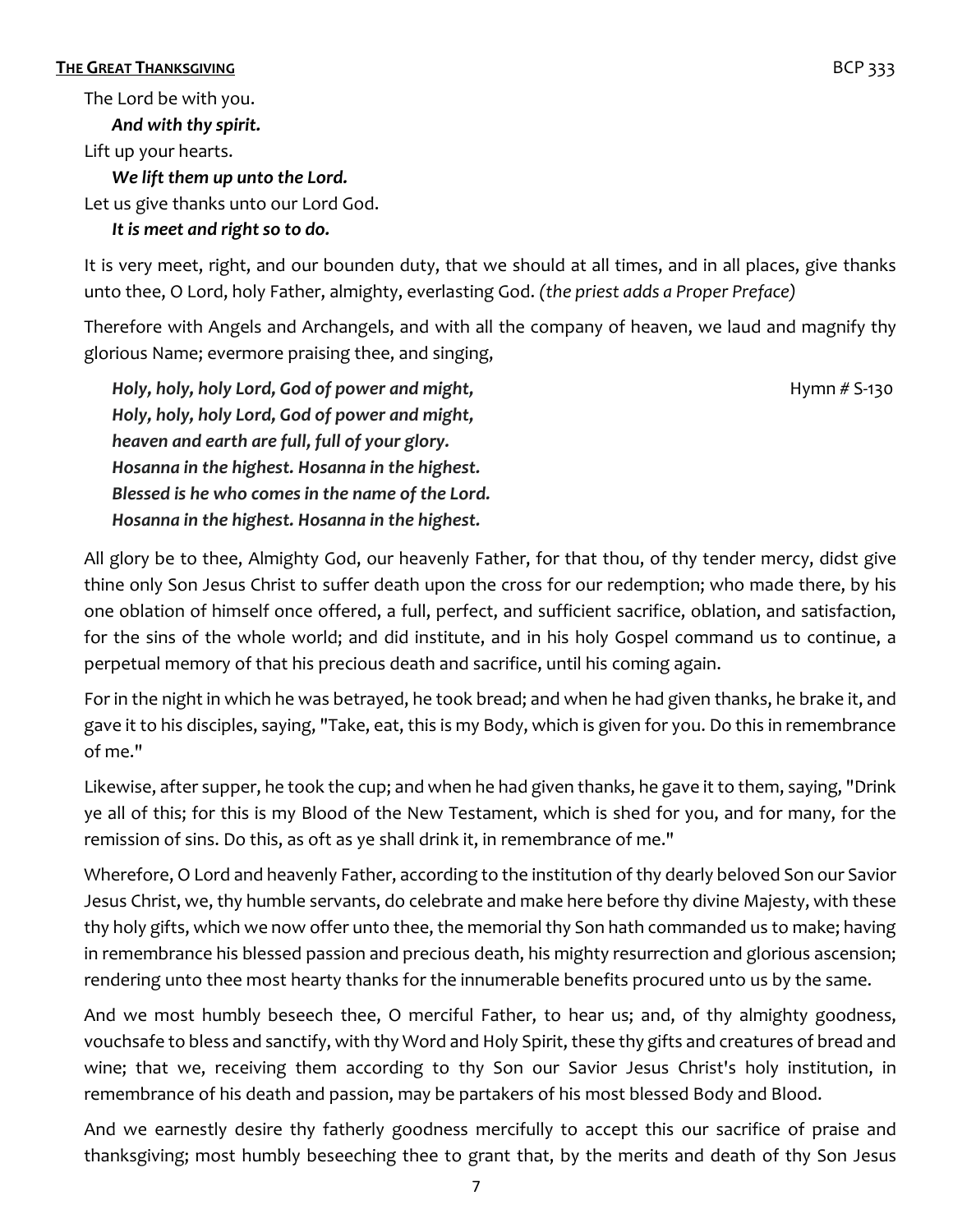**THE GREAT THANKSGIVING** BCP 333

The Lord be with you.

***And with thy spirit.***

Lift up your hearts.

***We lift them up unto the Lord.***

Let us give thanks unto our Lord God.

***It is meet and right so to do.***

It is very meet, right, and our bounden duty, that we should at all times, and in all places, give thanks unto thee, O Lord, holy Father, almighty, everlasting God. *(the priest adds a Proper Preface)*

Therefore with Angels and Archangels, and with all the company of heaven, we laud and magnify thy glorious Name; evermore praising thee, and singing,

***Holy, holy, holy Lord, God of power and might,*** Hymn # S-130
***Holy, holy, holy Lord, God of power and might,***
***heaven and earth are full, full of your glory.***
***Hosanna in the highest. Hosanna in the highest.***
***Blessed is he who comes in the name of the Lord.***
***Hosanna in the highest. Hosanna in the highest.***

All glory be to thee, Almighty God, our heavenly Father, for that thou, of thy tender mercy, didst give thine only Son Jesus Christ to suffer death upon the cross for our redemption; who made there, by his one oblation of himself once offered, a full, perfect, and sufficient sacrifice, oblation, and satisfaction, for the sins of the whole world; and did institute, and in his holy Gospel command us to continue, a perpetual memory of that his precious death and sacrifice, until his coming again.

For in the night in which he was betrayed, he took bread; and when he had given thanks, he brake it, and gave it to his disciples, saying, "Take, eat, this is my Body, which is given for you. Do this in remembrance of me."

Likewise, after supper, he took the cup; and when he had given thanks, he gave it to them, saying, "Drink ye all of this; for this is my Blood of the New Testament, which is shed for you, and for many, for the remission of sins. Do this, as oft as ye shall drink it, in remembrance of me."

Wherefore, O Lord and heavenly Father, according to the institution of thy dearly beloved Son our Savior Jesus Christ, we, thy humble servants, do celebrate and make here before thy divine Majesty, with these thy holy gifts, which we now offer unto thee, the memorial thy Son hath commanded us to make; having in remembrance his blessed passion and precious death, his mighty resurrection and glorious ascension; rendering unto thee most hearty thanks for the innumerable benefits procured unto us by the same.

And we most humbly beseech thee, O merciful Father, to hear us; and, of thy almighty goodness, vouchsafe to bless and sanctify, with thy Word and Holy Spirit, these thy gifts and creatures of bread and wine; that we, receiving them according to thy Son our Savior Jesus Christ's holy institution, in remembrance of his death and passion, may be partakers of his most blessed Body and Blood.

And we earnestly desire thy fatherly goodness mercifully to accept this our sacrifice of praise and thanksgiving; most humbly beseeching thee to grant that, by the merits and death of thy Son Jesus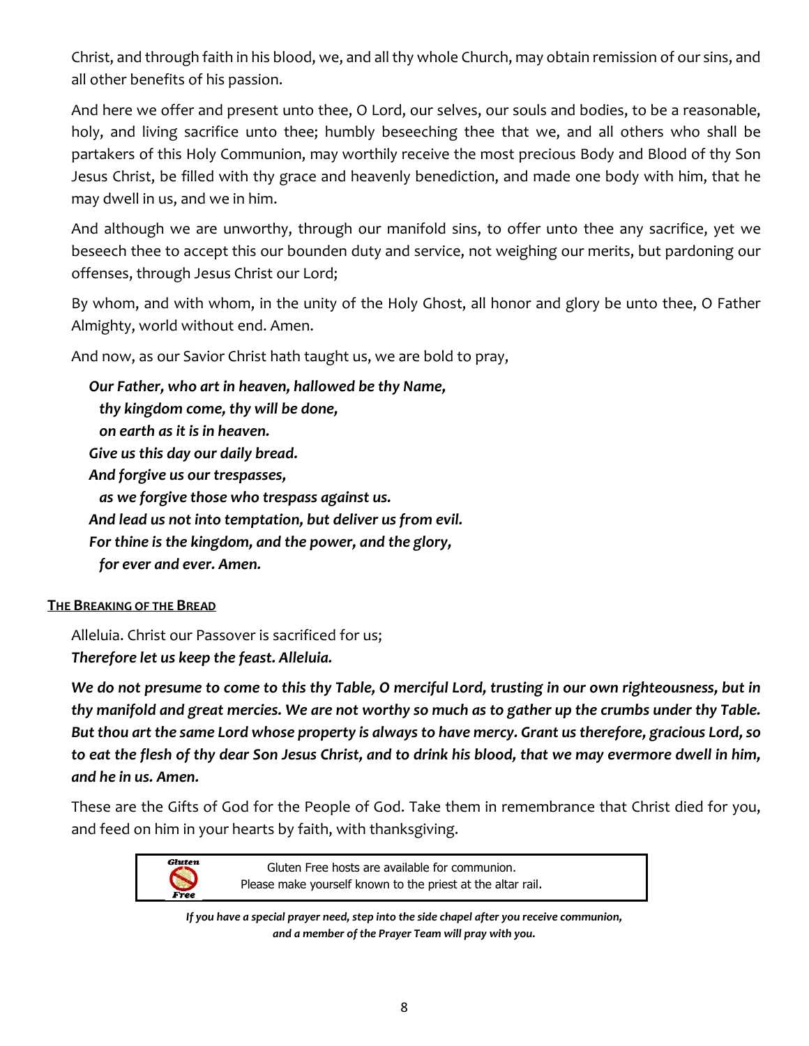Christ, and through faith in his blood, we, and all thy whole Church, may obtain remission of our sins, and all other benefits of his passion.

And here we offer and present unto thee, O Lord, our selves, our souls and bodies, to be a reasonable, holy, and living sacrifice unto thee; humbly beseeching thee that we, and all others who shall be partakers of this Holy Communion, may worthily receive the most precious Body and Blood of thy Son Jesus Christ, be filled with thy grace and heavenly benediction, and made one body with him, that he may dwell in us, and we in him.

And although we are unworthy, through our manifold sins, to offer unto thee any sacrifice, yet we beseech thee to accept this our bounden duty and service, not weighing our merits, but pardoning our offenses, through Jesus Christ our Lord;

By whom, and with whom, in the unity of the Holy Ghost, all honor and glory be unto thee, O Father Almighty, world without end. Amen.

And now, as our Savior Christ hath taught us, we are bold to pray,

***Our Father, who art in heaven, hallowed be thy Name,***
***thy kingdom come, thy will be done,***
***on earth as it is in heaven.***
***Give us this day our daily bread.***
***And forgive us our trespasses,***
***as we forgive those who trespass against us.***
***And lead us not into temptation, but deliver us from evil.***
***For thine is the kingdom, and the power, and the glory,***
***for ever and ever. Amen.***

**THE BREAKING OF THE BREAD**

Alleluia. Christ our Passover is sacrificed for us;
***Therefore let us keep the feast. Alleluia.***

***We do not presume to come to this thy Table, O merciful Lord, trusting in our own righteousness, but in thy manifold and great mercies. We are not worthy so much as to gather up the crumbs under thy Table. But thou art the same Lord whose property is always to have mercy. Grant us therefore, gracious Lord, so to eat the flesh of thy dear Son Jesus Christ, and to drink his blood, that we may evermore dwell in him, and he in us. Amen.***

These are the Gifts of God for the People of God. Take them in remembrance that Christ died for you, and feed on him in your hearts by faith, with thanksgiving.

Gluten Free hosts are available for communion.
Please make yourself known to the priest at the altar rail.

***If you have a special prayer need, step into the side chapel after you receive communion, and a member of the Prayer Team will pray with you.***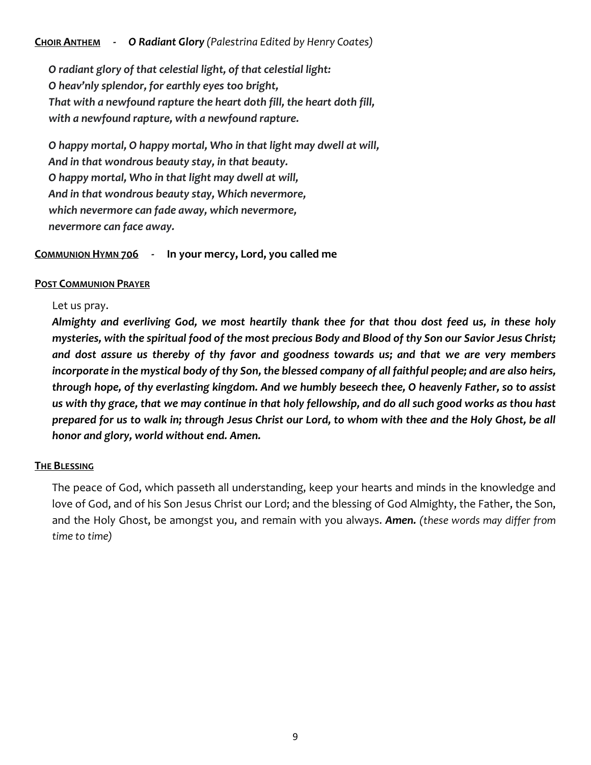**<u>CHOIR ANTHEM</u>** - ***O Radiant Glory*** *(Palestrina Edited by Henry Coates)*

***O radiant glory of that celestial light, of that celestial light:***
***O heav'nly splendor, for earthly eyes too bright,***
***That with a newfound rapture the heart doth fill, the heart doth fill,***
***with a newfound rapture, with a newfound rapture.***

***O happy mortal, O happy mortal, Who in that light may dwell at will,***
***And in that wondrous beauty stay, in that beauty.***
***O happy mortal, Who in that light may dwell at will,***
***And in that wondrous beauty stay, Which nevermore,***
***which nevermore can fade away, which nevermore,***
***nevermore can face away.***

**<u>COMMUNION HYMN 706</u>** - **In your mercy, Lord, you called me**

**<u>POST COMMUNION PRAYER</u>**

Let us pray.

***Almighty and everliving God, we most heartily thank thee for that thou dost feed us, in these holy mysteries, with the spiritual food of the most precious Body and Blood of thy Son our Savior Jesus Christ; and dost assure us thereby of thy favor and goodness towards us; and that we are very members incorporate in the mystical body of thy Son, the blessed company of all faithful people; and are also heirs, through hope, of thy everlasting kingdom. And we humbly beseech thee, O heavenly Father, so to assist us with thy grace, that we may continue in that holy fellowship, and do all such good works as thou hast prepared for us to walk in; through Jesus Christ our Lord, to whom with thee and the Holy Ghost, be all honor and glory, world without end. Amen.***

**<u>THE BLESSING</u>**

The peace of God, which passeth all understanding, keep your hearts and minds in the knowledge and love of God, and of his Son Jesus Christ our Lord; and the blessing of God Almighty, the Father, the Son, and the Holy Ghost, be amongst you, and remain with you always. ***Amen.*** *(these words may differ from time to time)*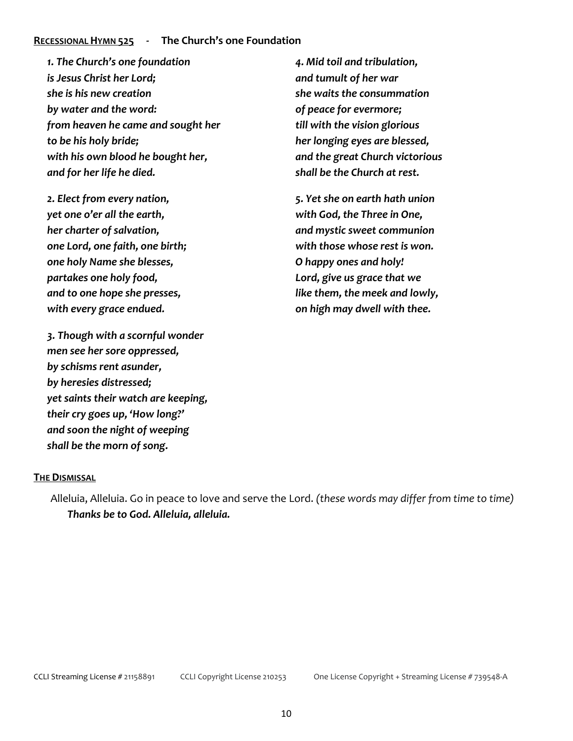**RECESSIONAL HYMN 525 - The Church's one Foundation**

*1. The Church's one foundation*
*is Jesus Christ her Lord;*
*she is his new creation*
*by water and the word:*
*from heaven he came and sought her*
*to be his holy bride;*
*with his own blood he bought her,*
*and for her life he died.*

*2. Elect from every nation,*
*yet one o'er all the earth,*
*her charter of salvation,*
*one Lord, one faith, one birth;*
*one holy Name she blesses,*
*partakes one holy food,*
*and to one hope she presses,*
*with every grace endued.*

*3. Though with a scornful wonder*
*men see her sore oppressed,*
*by schisms rent asunder,*
*by heresies distressed;*
*yet saints their watch are keeping,*
*their cry goes up, 'How long?'*
*and soon the night of weeping*
*shall be the morn of song.*

*4. Mid toil and tribulation,*
*and tumult of her war*
*she waits the consummation*
*of peace for evermore;*
*till with the vision glorious*
*her longing eyes are blessed,*
*and the great Church victorious*
*shall be the Church at rest.*

*5. Yet she on earth hath union*
*with God, the Three in One,*
*and mystic sweet communion*
*with those whose rest is won.*
*O happy ones and holy!*
*Lord, give us grace that we*
*like them, the meek and lowly,*
*on high may dwell with thee.*

**THE DISMISSAL**

Alleluia, Alleluia. Go in peace to love and serve the Lord. *(these words may differ from time to time)*
***Thanks be to God. Alleluia, alleluia.***

CCLI Streaming License # 21158891 CCLI Copyright License 210253 One License Copyright + Streaming License # 739548-A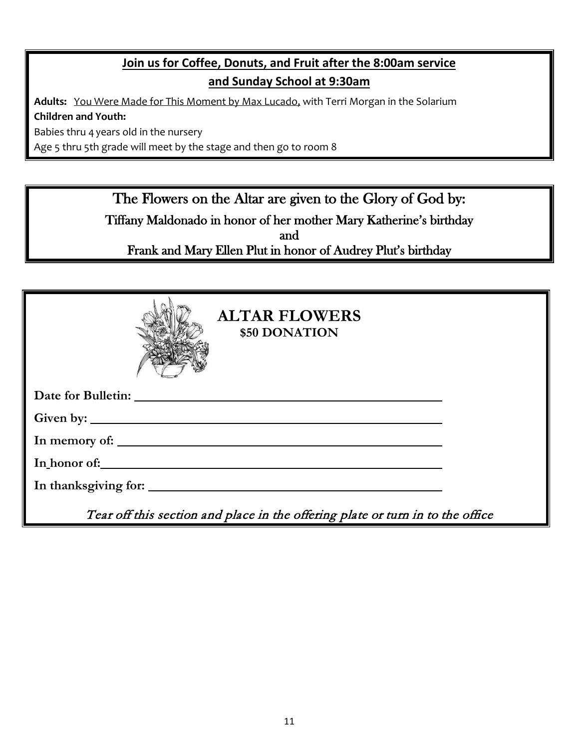**Join us for Coffee, Donuts, and Fruit after the 8:00am service**

**and Sunday School at 9:30am**

**Adults:** You Were Made for This Moment by Max Lucado, with Terri Morgan in the Solarium

**Children and Youth:**

Babies thru 4 years old in the nursery

Age 5 thru 5th grade will meet by the stage and then go to room 8

## The Flowers on the Altar are given to the Glory of God by:

Tiffany Maldonado in honor of her mother Mary Katherine's birthday

and

Frank and Mary Ellen Plut in honor of Audrey Plut's birthday

## ALTAR FLOWERS

**$50 DONATION**

**Date for Bulletin:** \_\_\_\_\_\_\_\_\_\_\_\_\_\_\_\_\_\_\_\_\_\_\_\_\_\_\_\_\_\_\_\_\_\_\_\_\_\_\_\_

**Given by:** \_\_\_\_\_\_\_\_\_\_\_\_\_\_\_\_\_\_\_\_\_\_\_\_\_\_\_\_\_\_\_\_\_\_\_\_\_\_\_\_

**In memory of:** \_\_\_\_\_\_\_\_\_\_\_\_\_\_\_\_\_\_\_\_\_\_\_\_\_\_\_\_\_\_\_\_\_\_\_\_\_\_\_\_

**In honor of:** \_\_\_\_\_\_\_\_\_\_\_\_\_\_\_\_\_\_\_\_\_\_\_\_\_\_\_\_\_\_\_\_\_\_\_\_\_\_\_\_

**In thanksgiving for:** \_\_\_\_\_\_\_\_\_\_\_\_\_\_\_\_\_\_\_\_\_\_\_\_\_\_\_\_\_\_\_\_\_\_\_\_\_\_\_\_

*Tear off this section and place in the offering plate or turn in to the office*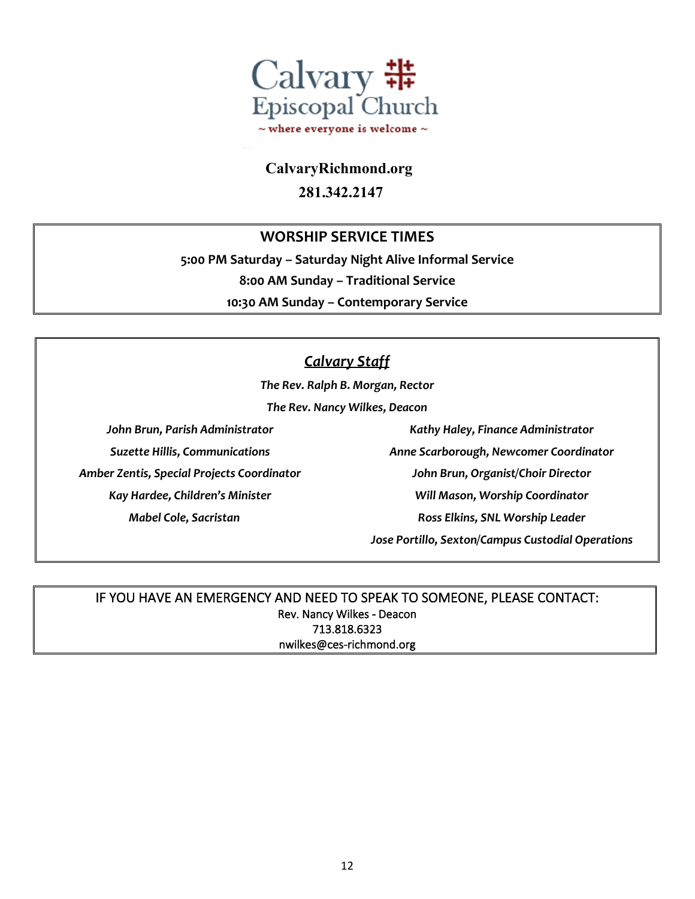Calvary Episcopal Church

~ where everyone is welcome ~

**CalvaryRichmond.org**

**281.342.2147**

**WORSHIP SERVICE TIMES**

**5:00 PM Saturday – Saturday Night Alive Informal Service**

**8:00 AM Sunday – Traditional Service**

**10:30 AM Sunday – Contemporary Service**

## ***Calvary Staff***

***The Rev. Ralph B. Morgan, Rector***

***The Rev. Nancy Wilkes, Deacon***

***John Brun, Parish Administrator***

***Suzette Hillis, Communications***

***Amber Zentis, Special Projects Coordinator***

***Kay Hardee, Children's Minister***

***Mabel Cole, Sacristan***

***Kathy Haley, Finance Administrator***

***Anne Scarborough, Newcomer Coordinator***

***John Brun, Organist/Choir Director***

***Will Mason, Worship Coordinator***

***Ross Elkins, SNL Worship Leader***

***Jose Portillo, Sexton/Campus Custodial Operations***

IF YOU HAVE AN EMERGENCY AND NEED TO SPEAK TO SOMEONE, PLEASE CONTACT:

Rev. Nancy Wilkes - Deacon

713.818.6323

nwilkes@ces-richmond.org